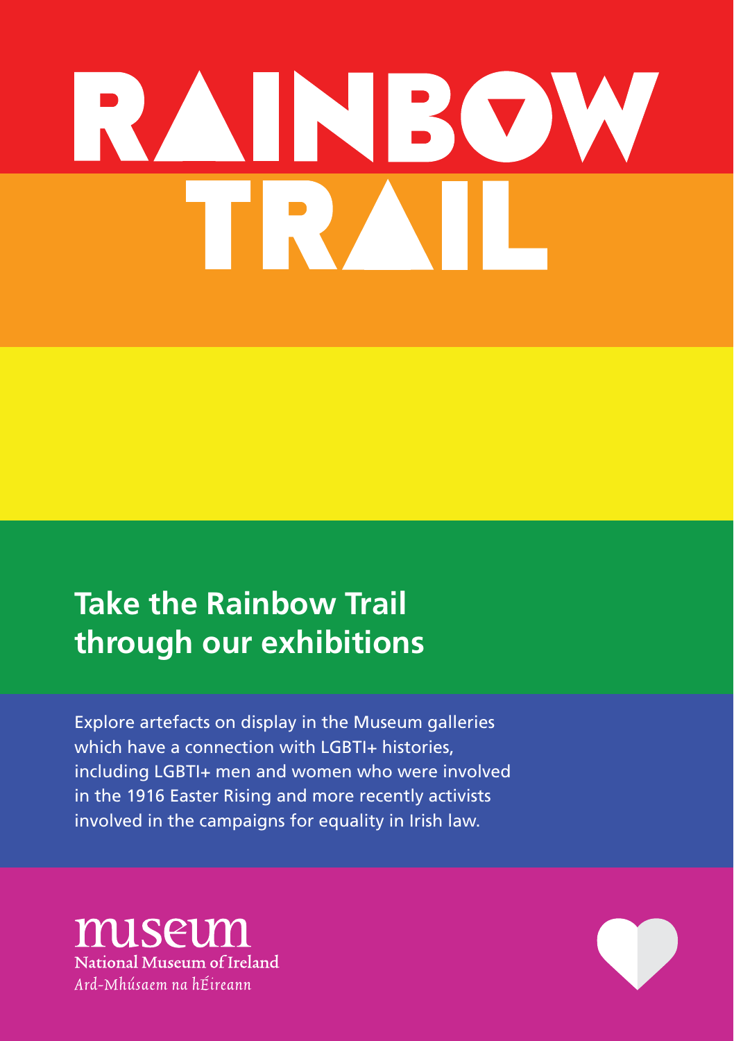# RAINBOW TRAIL

## Take the Rainbow Trail through our exhibitions

Explore artefacts on display in the Museum galleries which have a connection with LGBTI+ histories, including LGBTI+ men and women who were involved in the 1916 Easter Rising and more recently activists involved in the campaigns for equality in Irish law.

museum
National Museum of Ireland
*Ard-Mhúsaem na hÉireann*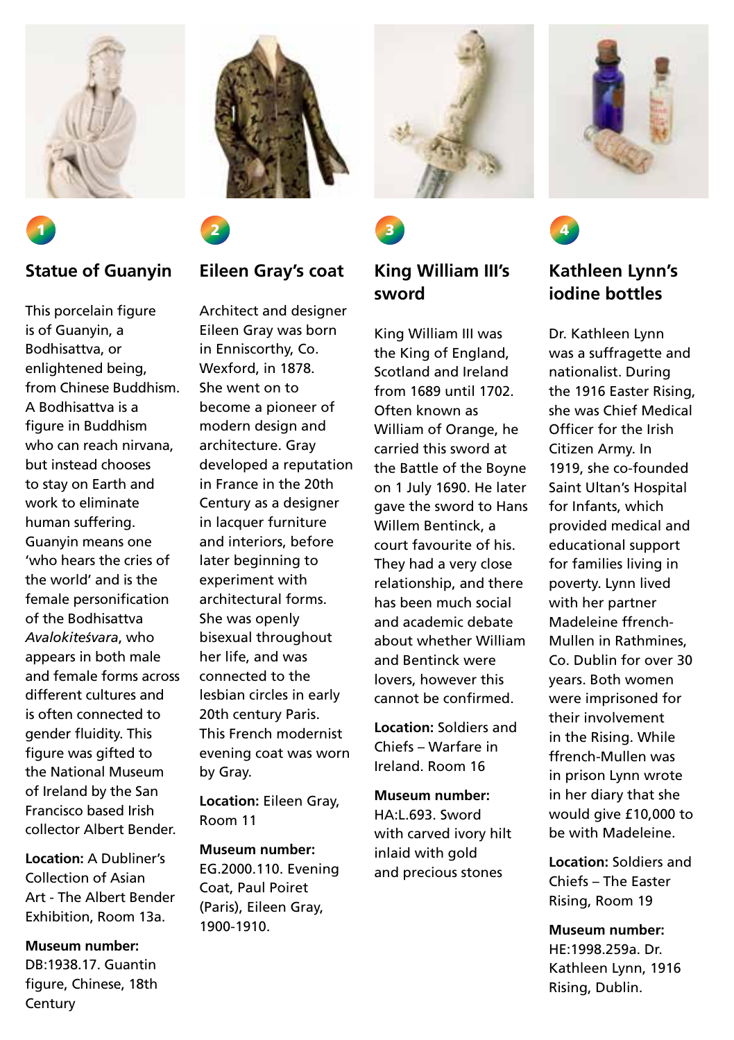## 1 Statue of Guanyin

This porcelain figure is of Guanyin, a Bodhisattva, or enlightened being, from Chinese Buddhism. A Bodhisattva is a figure in Buddhism who can reach nirvana, but instead chooses to stay on Earth and work to eliminate human suffering. Guanyin means one 'who hears the cries of the world' and is the female personification of the Bodhisattva *Avalokiteśvara*, who appears in both male and female forms across different cultures and is often connected to gender fluidity. This figure was gifted to the National Museum of Ireland by the San Francisco based Irish collector Albert Bender.

**Location:** A Dubliner's Collection of Asian Art - The Albert Bender Exhibition, Room 13a.

**Museum number:** DB:1938.17. Guantin figure, Chinese, 18th Century

## 2 Eileen Gray's coat

Architect and designer Eileen Gray was born in Enniscorthy, Co. Wexford, in 1878. She went on to become a pioneer of modern design and architecture. Gray developed a reputation in France in the 20th Century as a designer in lacquer furniture and interiors, before later beginning to experiment with architectural forms. She was openly bisexual throughout her life, and was connected to the lesbian circles in early 20th century Paris. This French modernist evening coat was worn by Gray.

**Location:** Eileen Gray, Room 11

**Museum number:** EG.2000.110. Evening Coat, Paul Poiret (Paris), Eileen Gray, 1900-1910.

## 3 King William III's sword

King William III was the King of England, Scotland and Ireland from 1689 until 1702. Often known as William of Orange, he carried this sword at the Battle of the Boyne on 1 July 1690. He later gave the sword to Hans Willem Bentinck, a court favourite of his. They had a very close relationship, and there has been much social and academic debate about whether William and Bentinck were lovers, however this cannot be confirmed.

**Location:** Soldiers and Chiefs – Warfare in Ireland. Room 16

**Museum number:** HA:L.693. Sword with carved ivory hilt inlaid with gold and precious stones

## 4 Kathleen Lynn's iodine bottles

Dr. Kathleen Lynn was a suffragette and nationalist. During the 1916 Easter Rising, she was Chief Medical Officer for the Irish Citizen Army. In 1919, she co-founded Saint Ultan's Hospital for Infants, which provided medical and educational support for families living in poverty. Lynn lived with her partner Madeleine ffrench-Mullen in Rathmines, Co. Dublin for over 30 years. Both women were imprisoned for their involvement in the Rising. While ffrench-Mullen was in prison Lynn wrote in her diary that she would give £10,000 to be with Madeleine.

**Location:** Soldiers and Chiefs – The Easter Rising, Room 19

**Museum number:** HE:1998.259a. Dr. Kathleen Lynn, 1916 Rising, Dublin.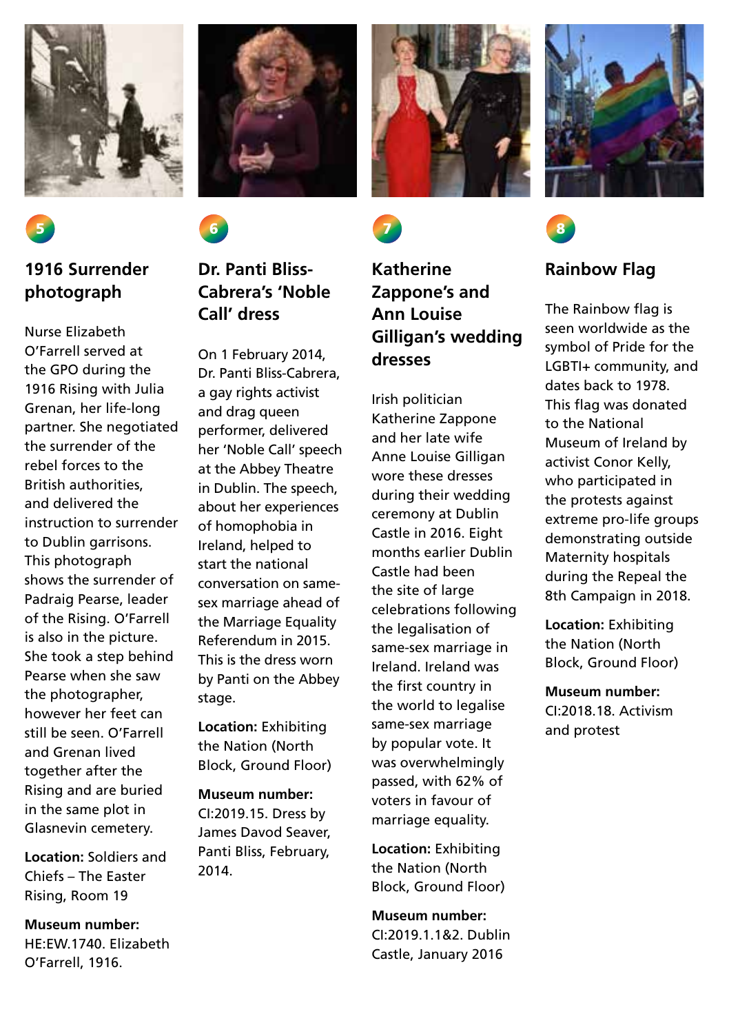5

## 1916 Surrender photograph

Nurse Elizabeth O'Farrell served at the GPO during the 1916 Rising with Julia Grenan, her life-long partner. She negotiated the surrender of the rebel forces to the British authorities, and delivered the instruction to surrender to Dublin garrisons. This photograph shows the surrender of Padraig Pearse, leader of the Rising. O'Farrell is also in the picture. She took a step behind Pearse when she saw the photographer, however her feet can still be seen. O'Farrell and Grenan lived together after the Rising and are buried in the same plot in Glasnevin cemetery.

**Location:** Soldiers and Chiefs – The Easter Rising, Room 19

**Museum number:** HE:EW.1740. Elizabeth O'Farrell, 1916.

6

## Dr. Panti Bliss-Cabrera's 'Noble Call' dress

On 1 February 2014, Dr. Panti Bliss-Cabrera, a gay rights activist and drag queen performer, delivered her 'Noble Call' speech at the Abbey Theatre in Dublin. The speech, about her experiences of homophobia in Ireland, helped to start the national conversation on same-sex marriage ahead of the Marriage Equality Referendum in 2015. This is the dress worn by Panti on the Abbey stage.

**Location:** Exhibiting the Nation (North Block, Ground Floor)

**Museum number:** CI:2019.15. Dress by James Davod Seaver, Panti Bliss, February, 2014.

7

## Katherine Zappone's and Ann Louise Gilligan's wedding dresses

Irish politician Katherine Zappone and her late wife Anne Louise Gilligan wore these dresses during their wedding ceremony at Dublin Castle in 2016. Eight months earlier Dublin Castle had been the site of large celebrations following the legalisation of same-sex marriage in Ireland. Ireland was the first country in the world to legalise same-sex marriage by popular vote. It was overwhelmingly passed, with 62% of voters in favour of marriage equality.

**Location:** Exhibiting the Nation (North Block, Ground Floor)

**Museum number:** CI:2019.1.1&2. Dublin Castle, January 2016

8

## Rainbow Flag

The Rainbow flag is seen worldwide as the symbol of Pride for the LGBTI+ community, and dates back to 1978. This flag was donated to the National Museum of Ireland by activist Conor Kelly, who participated in the protests against extreme pro-life groups demonstrating outside Maternity hospitals during the Repeal the 8th Campaign in 2018.

**Location:** Exhibiting the Nation (North Block, Ground Floor)

**Museum number:** CI:2018.18. Activism and protest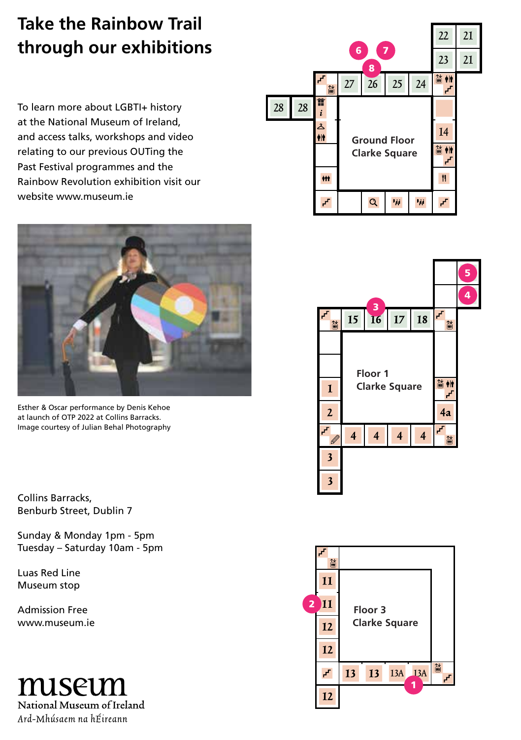# Take the Rainbow Trail through our exhibitions

To learn more about LGBTI+ history at the National Museum of Ireland, and access talks, workshops and video relating to our previous OUTing the Past Festival programmes and the Rainbow Revolution exhibition visit our website www.museum.ie

Esther & Oscar performance by Denis Kehoe at launch of OTP 2022 at Collins Barracks. Image courtesy of Julian Behal Photography

Collins Barracks,
Benburb Street, Dublin 7

Sunday & Monday 1pm - 5pm
Tuesday – Saturday 10am - 5pm

Luas Red Line
Museum stop

Admission Free
www.museum.ie

museum
National Museum of Ireland
*Ard-Mhúsaem na hÉireann*

Ground Floor
Clarke Square

22 21 23 21 27 26 25 24 28 28 14
6 7 8

Floor 1
Clarke Square

15 16 17 18 1 2 3 3 4 4 4 4 4a
3 4 5

Floor 3
Clarke Square

11 11 12 12 12 13 13 13A 13A
1 2